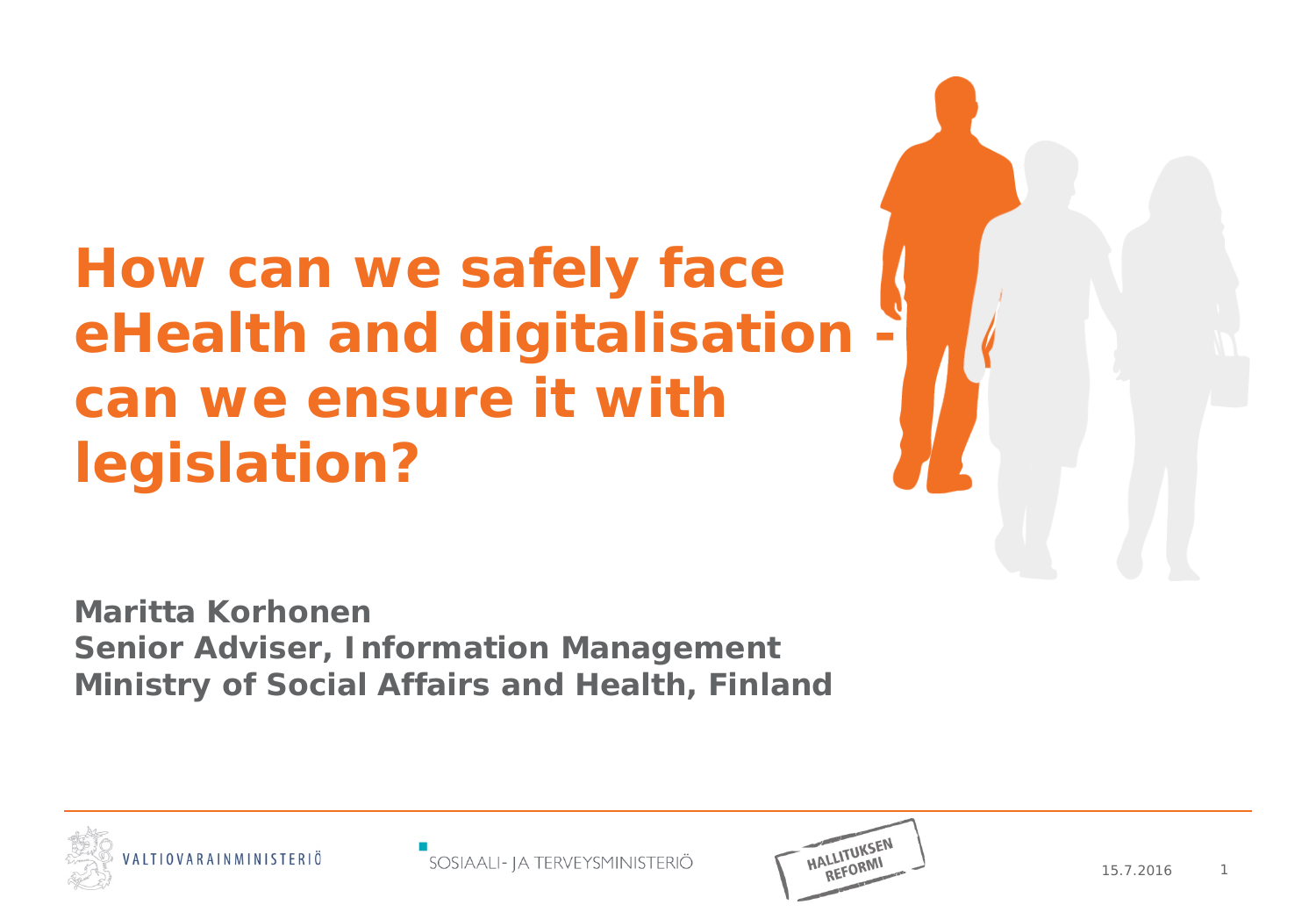# How can we safely face eHealth and digitalisation - can we ensure it with legislation?

**Maritta Korhonen**
**Senior Adviser, Information Management**
**Ministry of Social Affairs and Health, Finland**

VALTIOVARAINMINISTERIÖ

SOSIAALI- JA TERVEYSMINISTERIÖ

HALLITUKSEN REFORMI

15.7.2016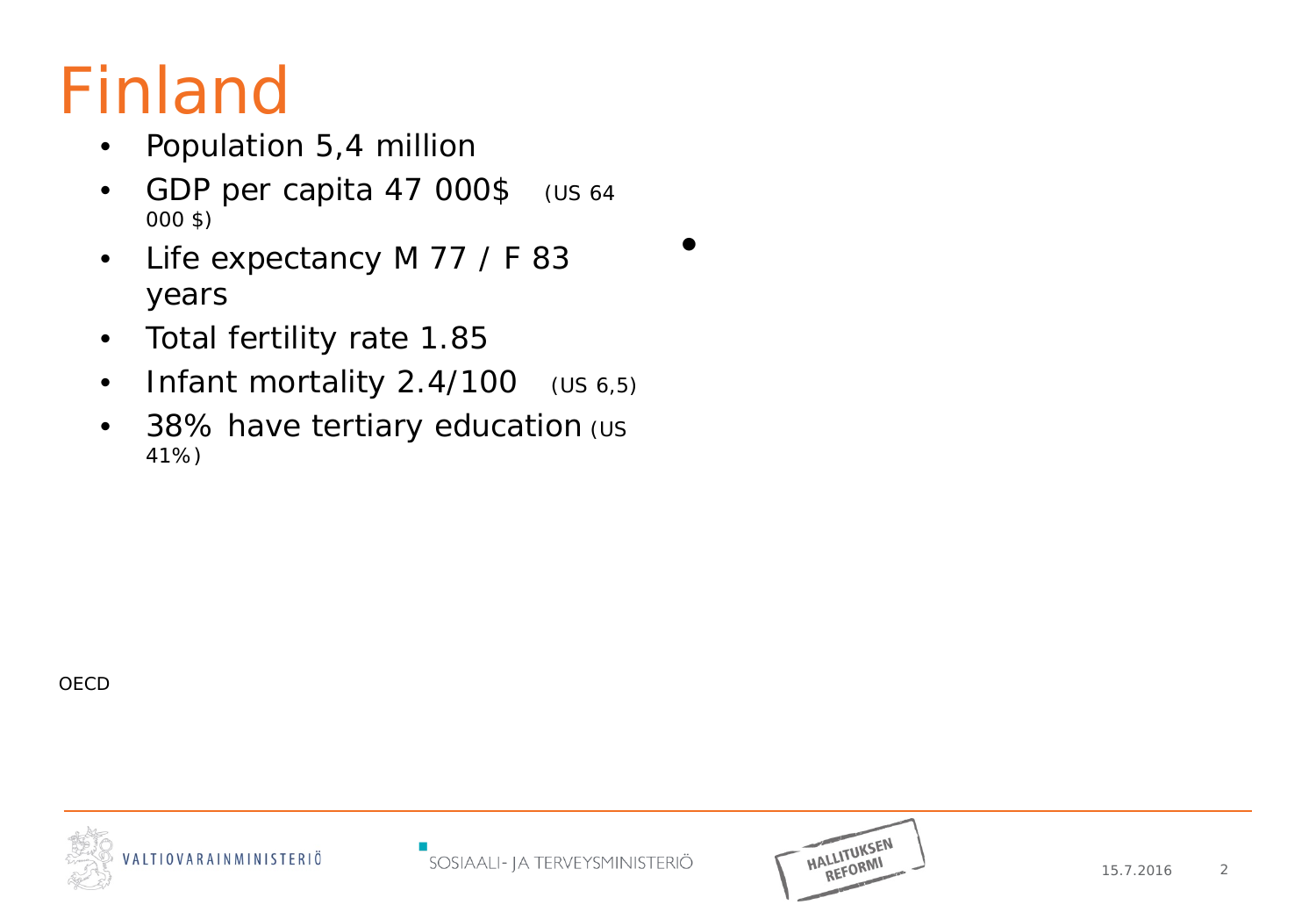# Finland

- Population 5,4 million
- GDP per capita 47 000$ (US 64 000 $)
- Life expectancy M 77 / F 83 years
- Total fertility rate 1.85
- Infant mortality 2.4/100 (US 6,5)
- 38% have tertiary education (US 41%)

OECD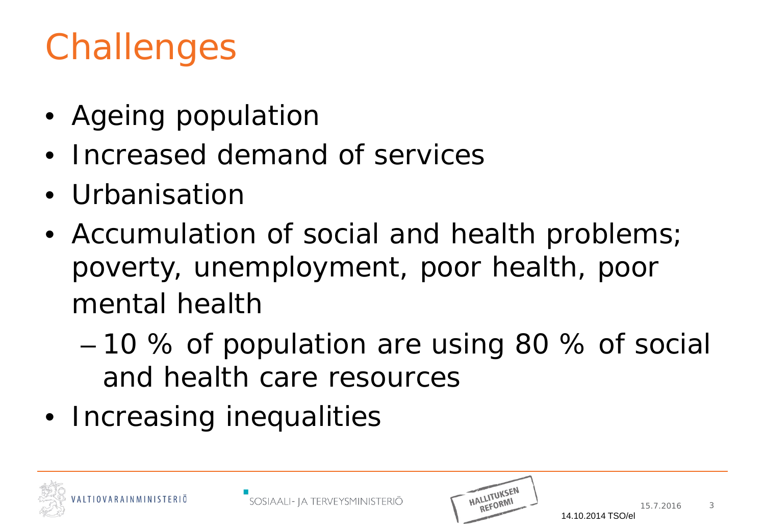# Challenges

- Ageing population
- Increased demand of services
- Urbanisation
- Accumulation of social and health problems; poverty, unemployment, poor health, poor mental health
  - 10 % of population are using 80 % of social and health care resources
- Increasing inequalities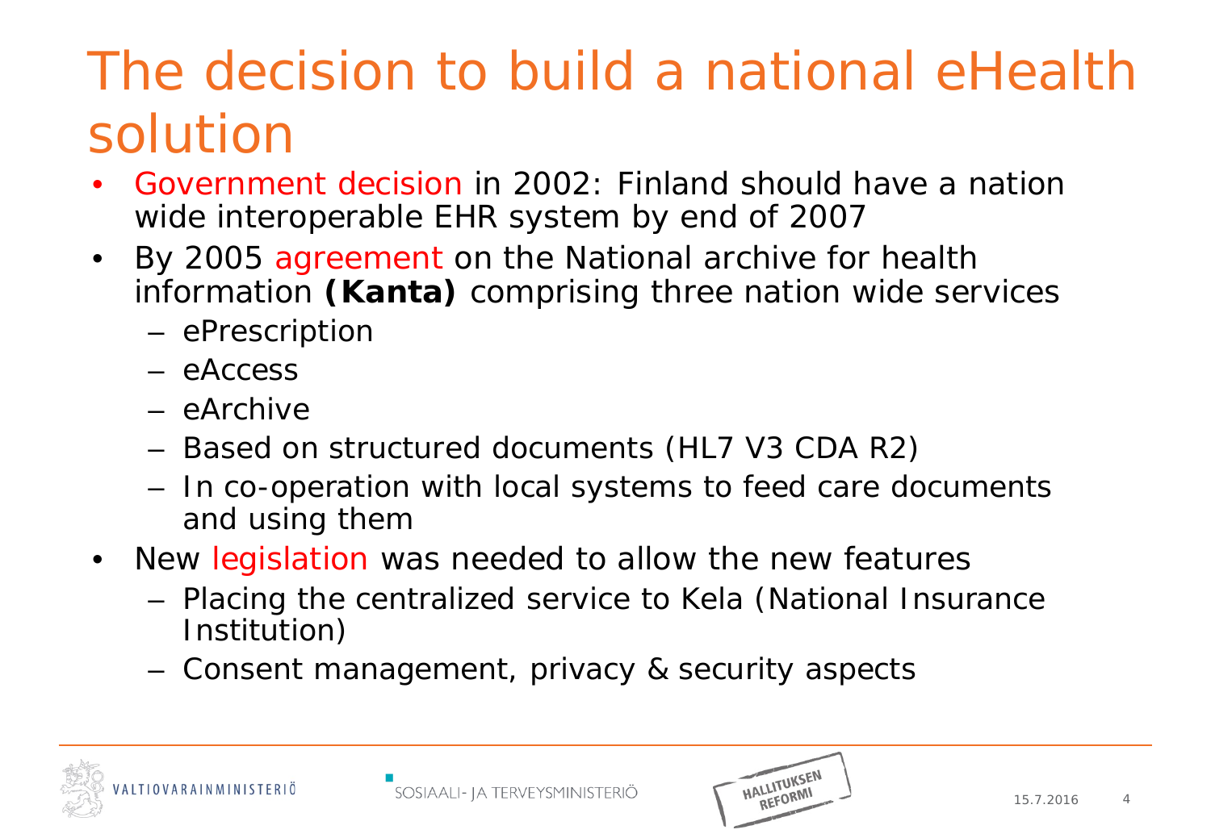# The decision to build a national eHealth solution

- Government decision in 2002: Finland should have a nation wide interoperable EHR system by end of 2007
- By 2005 agreement on the National archive for health information **(Kanta)** comprising three nation wide services
  - ePrescription
  - eAccess
  - eArchive
  - Based on structured documents (HL7 V3 CDA R2)
  - In co-operation with local systems to feed care documents and using them
- New legislation was needed to allow the new features
  - Placing the centralized service to Kela (National Insurance Institution)
  - Consent management, privacy & security aspects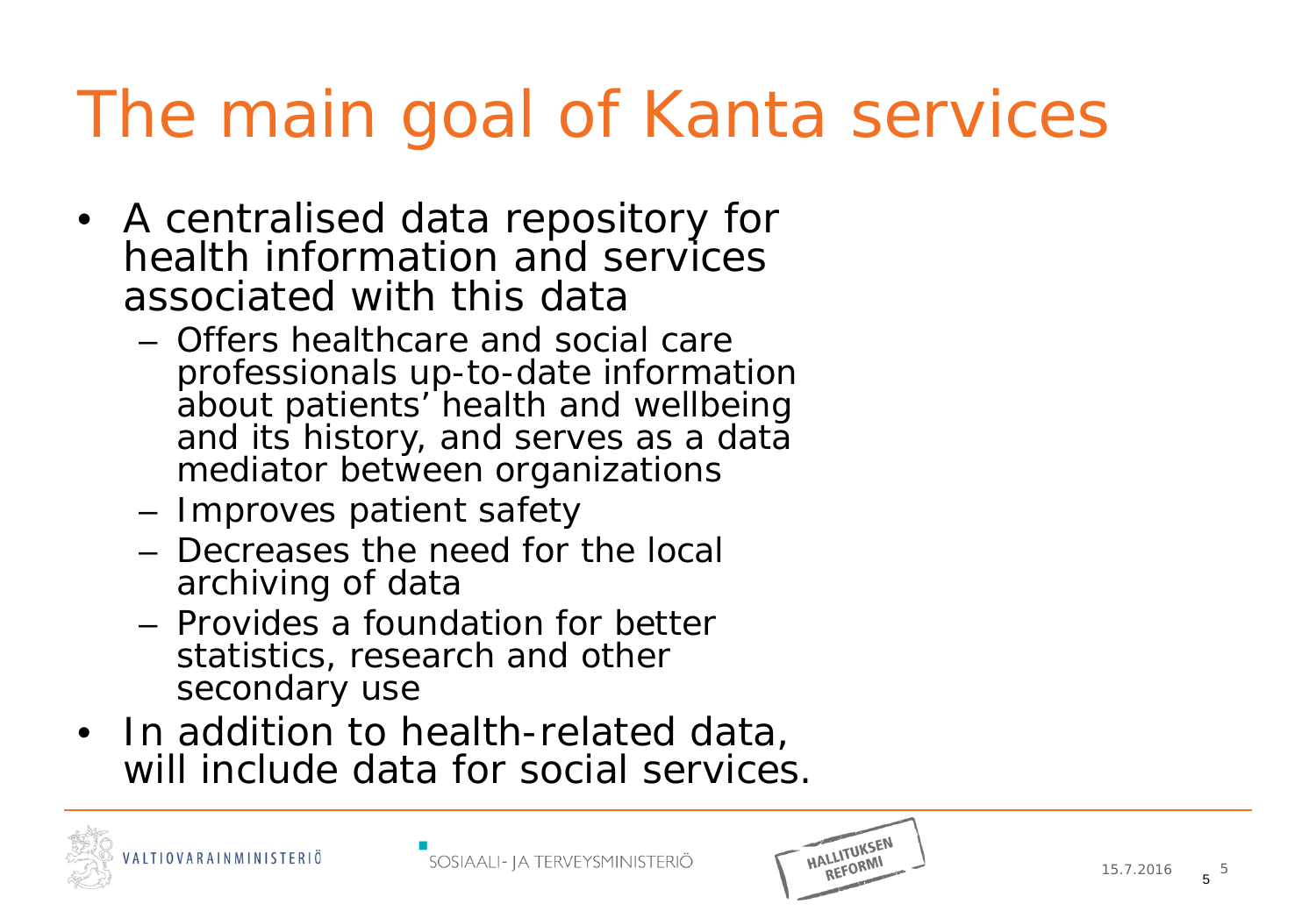# The main goal of Kanta services

- A centralised data repository for health information and services associated with this data
  - Offers healthcare and social care professionals up-to-date information about patients' health and wellbeing and its history, and serves as a data mediator between organizations
  - Improves patient safety
  - Decreases the need for the local archiving of data
  - Provides a foundation for better statistics, research and other secondary use
- In addition to health-related data, will include data for social services.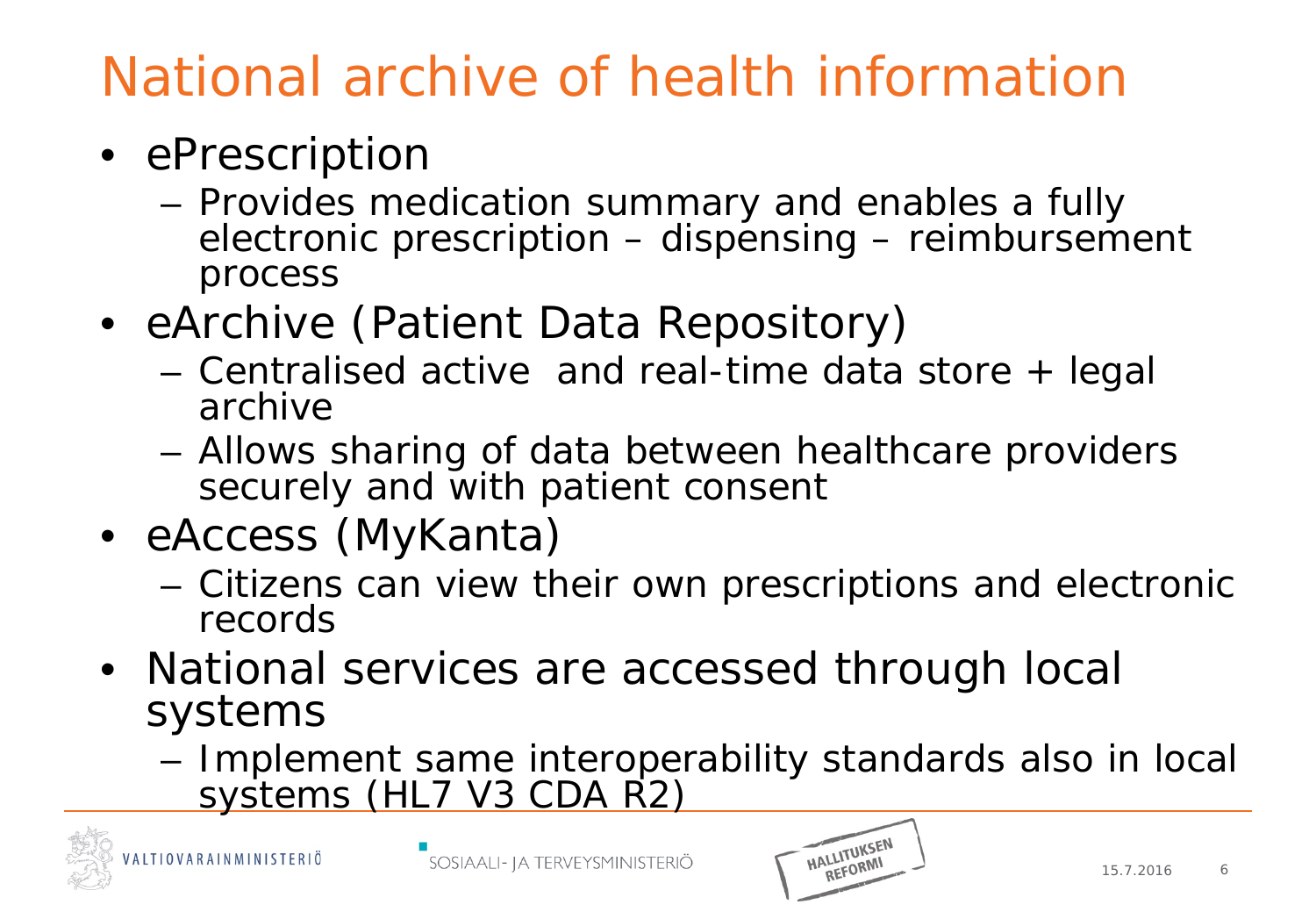# National archive of health information

- ePrescription
  - Provides medication summary and enables a fully electronic prescription – dispensing – reimbursement process
- eArchive (Patient Data Repository)
  - Centralised active and real-time data store + legal archive
  - Allows sharing of data between healthcare providers securely and with patient consent
- eAccess (MyKanta)
  - Citizens can view their own prescriptions and electronic records
- National services are accessed through local systems
  - Implement same interoperability standards also in local systems (HL7 V3 CDA R2)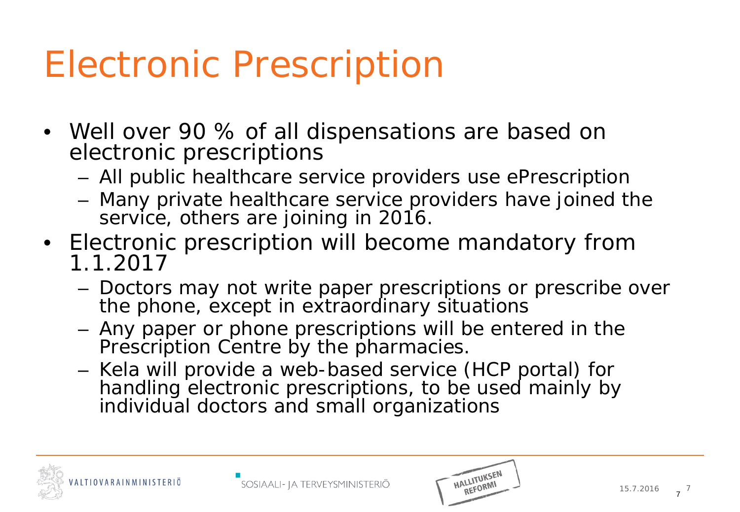# Electronic Prescription

- Well over 90 % of all dispensations are based on electronic prescriptions
  - All public healthcare service providers use ePrescription
  - Many private healthcare service providers have joined the service, others are joining in 2016.
- Electronic prescription will become mandatory from 1.1.2017
  - Doctors may not write paper prescriptions or prescribe over the phone, except in extraordinary situations
  - Any paper or phone prescriptions will be entered in the Prescription Centre by the pharmacies.
  - Kela will provide a web-based service (HCP portal) for handling electronic prescriptions, to be used mainly by individual doctors and small organizations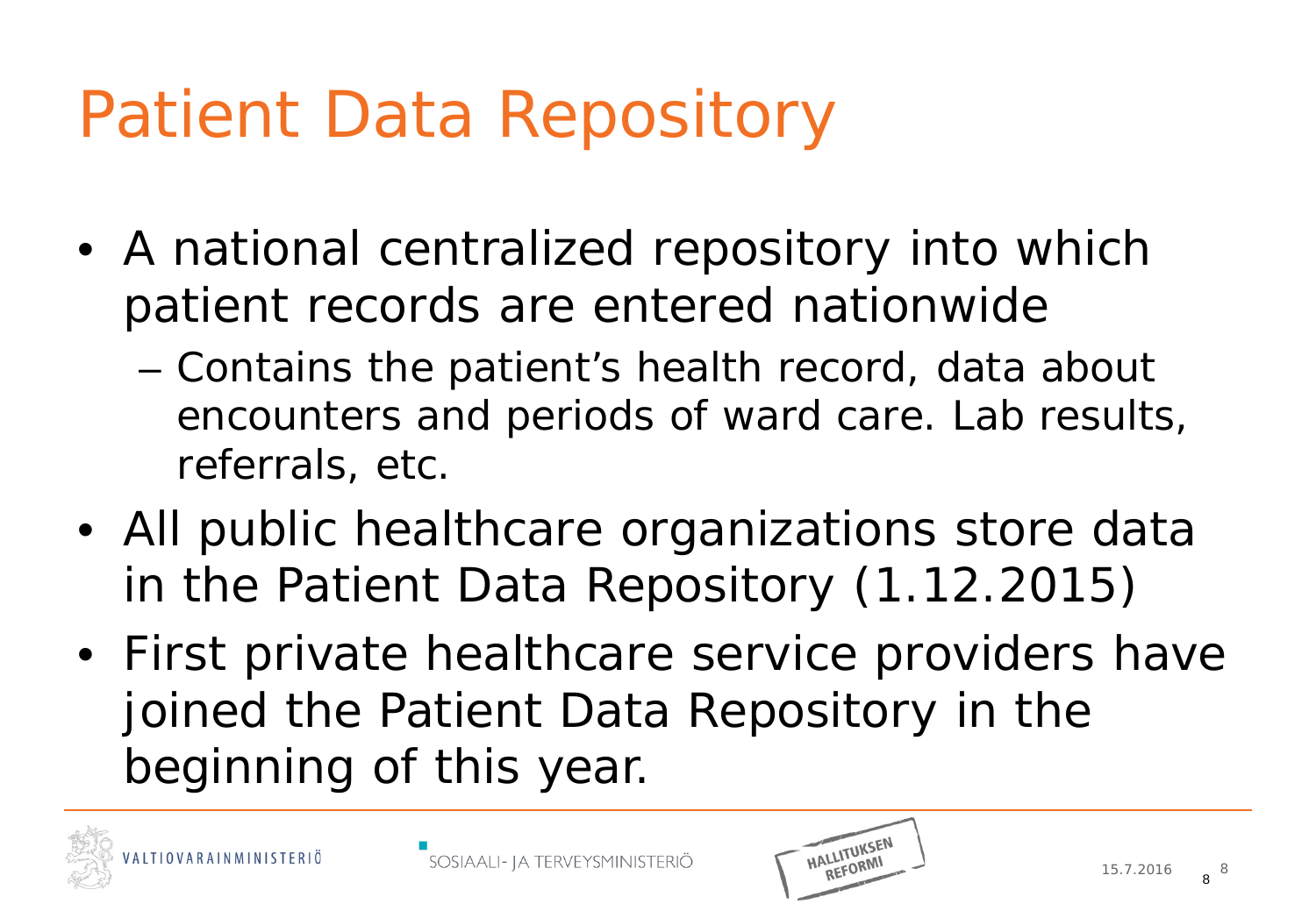# Patient Data Repository

- A national centralized repository into which patient records are entered nationwide
  - Contains the patient's health record, data about encounters and periods of ward care. Lab results, referrals, etc.
- All public healthcare organizations store data in the Patient Data Repository (1.12.2015)
- First private healthcare service providers have joined the Patient Data Repository in the beginning of this year.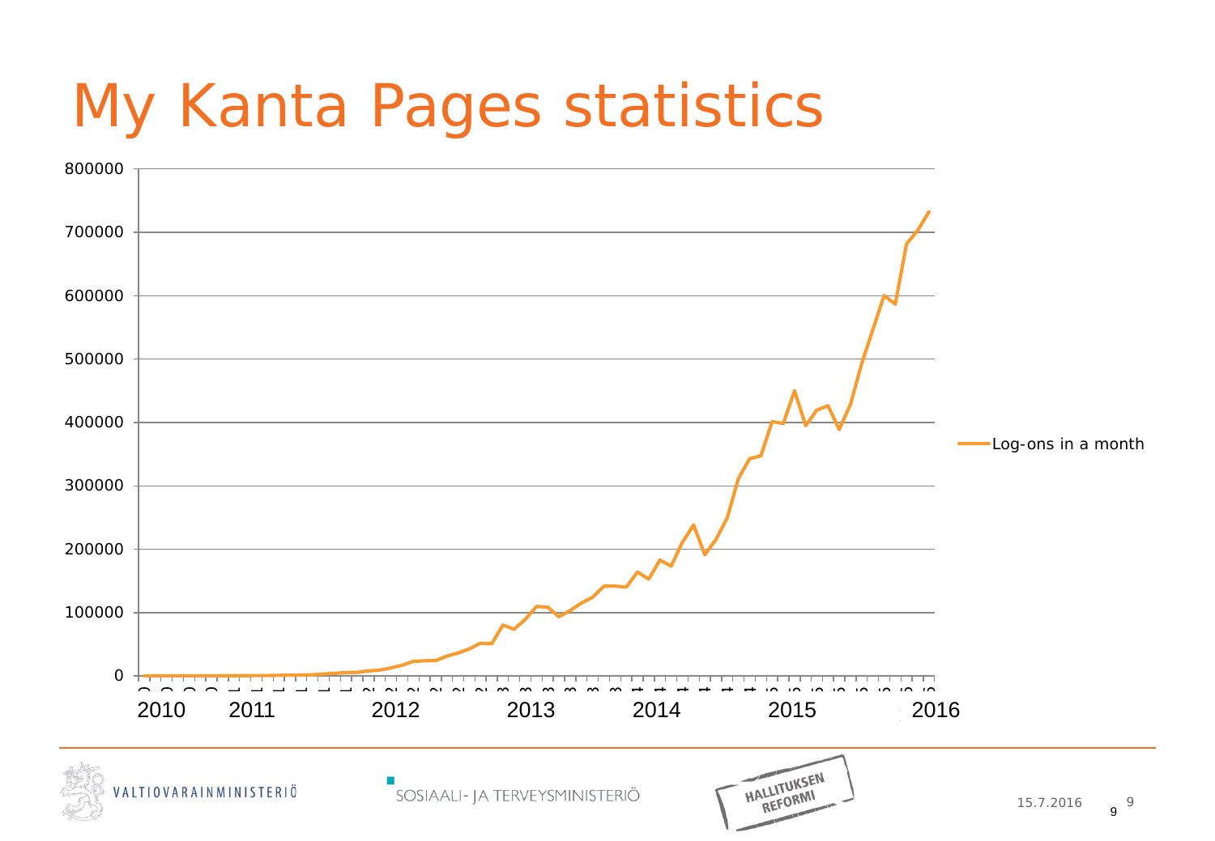# My Kanta Pages statistics

800000
700000
600000
500000
400000
300000
200000
100000
0

Log-ons in a month

2010 2011 2012 2013 2014 2015 2016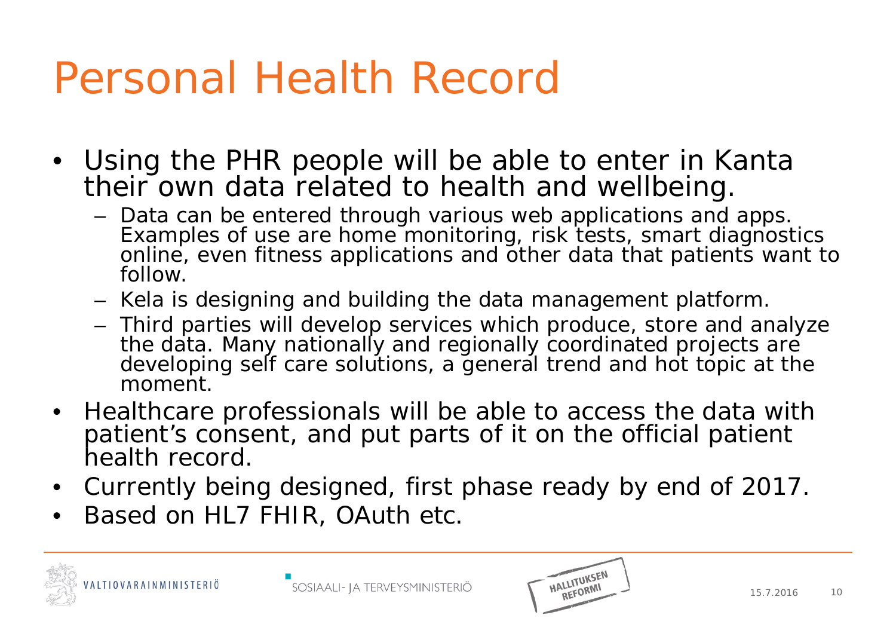# Personal Health Record

- Using the PHR people will be able to enter in Kanta their own data related to health and wellbeing.
  - Data can be entered through various web applications and apps. Examples of use are home monitoring, risk tests, smart diagnostics online, even fitness applications and other data that patients want to follow.
  - Kela is designing and building the data management platform.
  - Third parties will develop services which produce, store and analyze the data. Many nationally and regionally coordinated projects are developing self care solutions, a general trend and hot topic at the moment.
- Healthcare professionals will be able to access the data with patient's consent, and put parts of it on the official patient health record.
- Currently being designed, first phase ready by end of 2017.
- Based on HL7 FHIR, OAuth etc.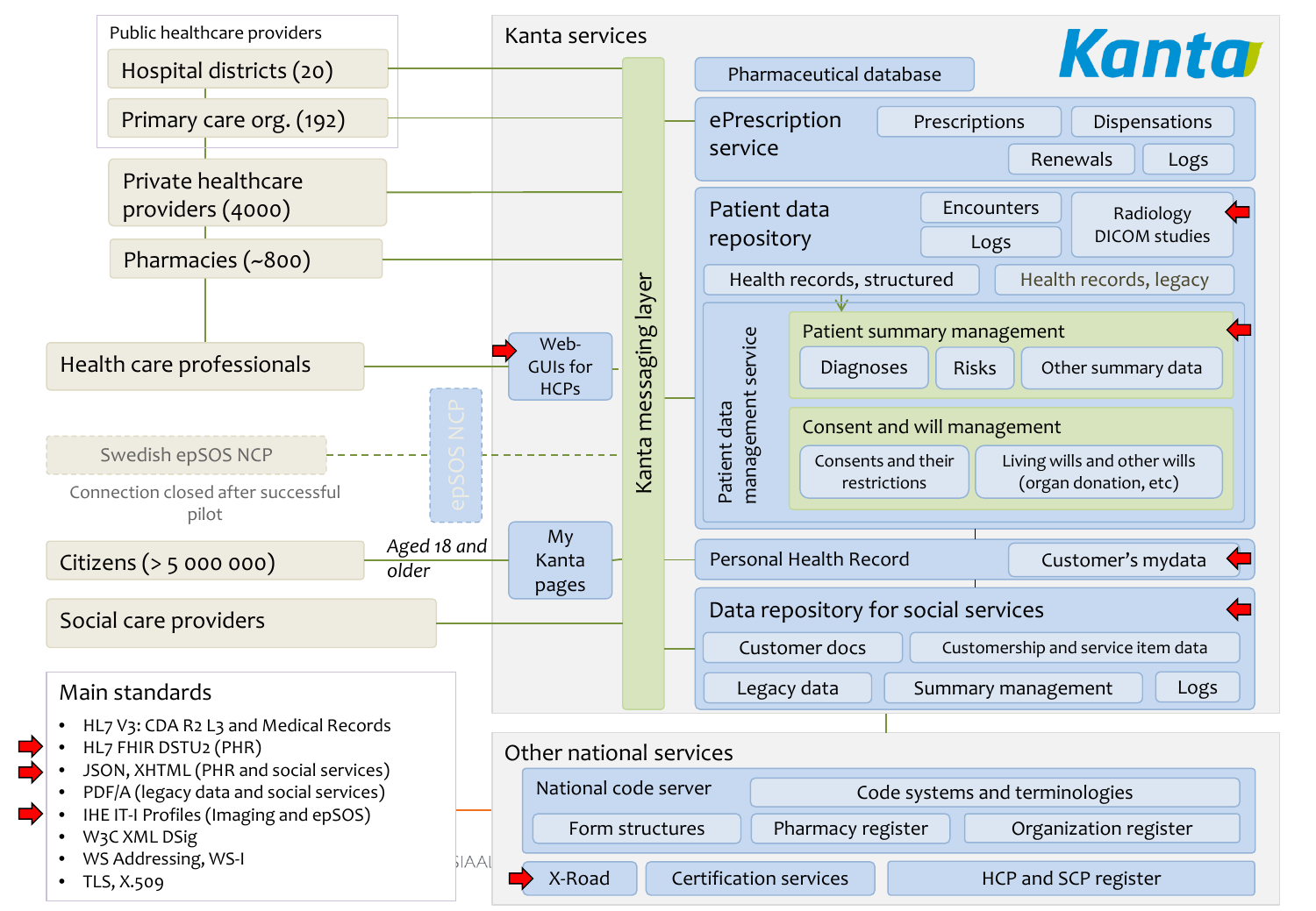Public healthcare providers

- Hospital districts (20)
- Primary care org. (192)

Private healthcare providers (4000)

Pharmacies (~800)

Health care professionals

Swedish epSOS NCP

Connection closed after successful pilot

Citizens (> 5 000 000)

*Aged 18 and older*

Social care providers

Web-GUIs for HCPs

epSOS NCP

My Kanta pages

## Kanta services

Kanta

Kanta messaging layer

Pharmaceutical database

ePrescription service

- Prescriptions
- Dispensations
- Renewals
- Logs

Patient data repository

- Encounters
- Logs
- Radiology DICOM studies
- Health records, structured
- Health records, legacy

Patient data management service

Patient summary management

- Diagnoses
- Risks
- Other summary data

Consent and will management

- Consents and their restrictions
- Living wills and other wills (organ donation, etc)

Personal Health Record

- Customer's mydata

Data repository for social services

- Customer docs
- Customership and service item data
- Legacy data
- Summary management
- Logs

## Other national services

National code server

- Code systems and terminologies
- Form structures
- Pharmacy register
- Organization register

X-Road

Certification services

HCP and SCP register

## Main standards

- HL7 V3: CDA R2 L3 and Medical Records
- HL7 FHIR DSTU2 (PHR)
- JSON, XHTML (PHR and social services)
- PDF/A (legacy data and social services)
- IHE IT-I Profiles (Imaging and epSOS)
- W3C XML DSig
- WS Addressing, WS-I
- TLS, X.509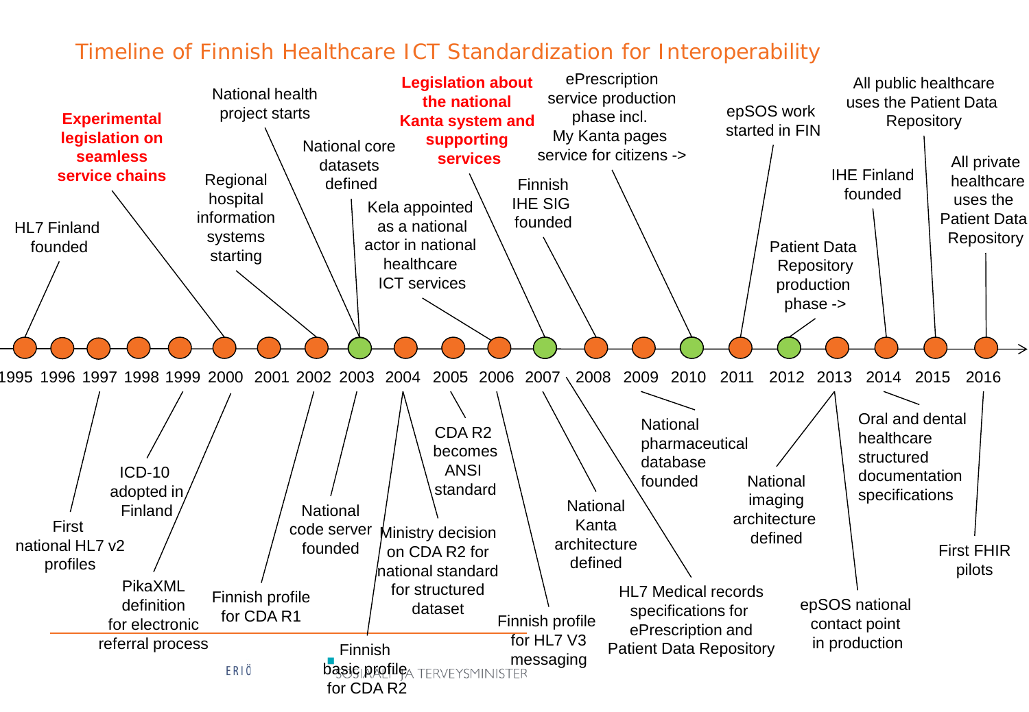# Timeline of Finnish Healthcare ICT Standardization for Interoperability

- **1995**: HL7 Finland founded
- **1997**: First national HL7 v2 profiles
- **1999**: ICD-10 adopted in Finland
- **2000**: **Experimental legislation on seamless service chains**
- **2000**: PikaXML definition for electronic referral process
- **2002**: Regional hospital information systems starting
- **2002**: Finnish profile for CDA R1
- **2003**: National health project starts
- **2003**: National core datasets defined
- **2003**: National code server founded
- **2004**: Ministry decision on CDA R2 for national standard for structured dataset
- **2004**: Finnish basic profile for CDA R2
- **2005**: CDA R2 becomes ANSI standard
- **2006**: Kela appointed as a national actor in national healthcare ICT services
- **2006**: Finnish profile for HL7 V3 messaging
- **2007**: **Legislation about the national Kanta system and supporting services**
- **2007**: National Kanta architecture defined
- **2007**: HL7 Medical records specifications for ePrescription and Patient Data Repository
- **2008**: Finnish IHE SIG founded
- **2009**: National pharmaceutical database founded
- **2010**: ePrescription service production phase incl. My Kanta pages service for citizens ->
- **2011**: epSOS work started in FIN
- **2012**: Patient Data Repository production phase ->
- **2013**: National imaging architecture defined
- **2013**: epSOS national contact point in production
- **2014**: IHE Finland founded
- **2014**: Oral and dental healthcare structured documentation specifications
- **2015**: All public healthcare uses the Patient Data Repository
- **2016**: All private healthcare uses the Patient Data Repository
- **2016**: First FHIR pilots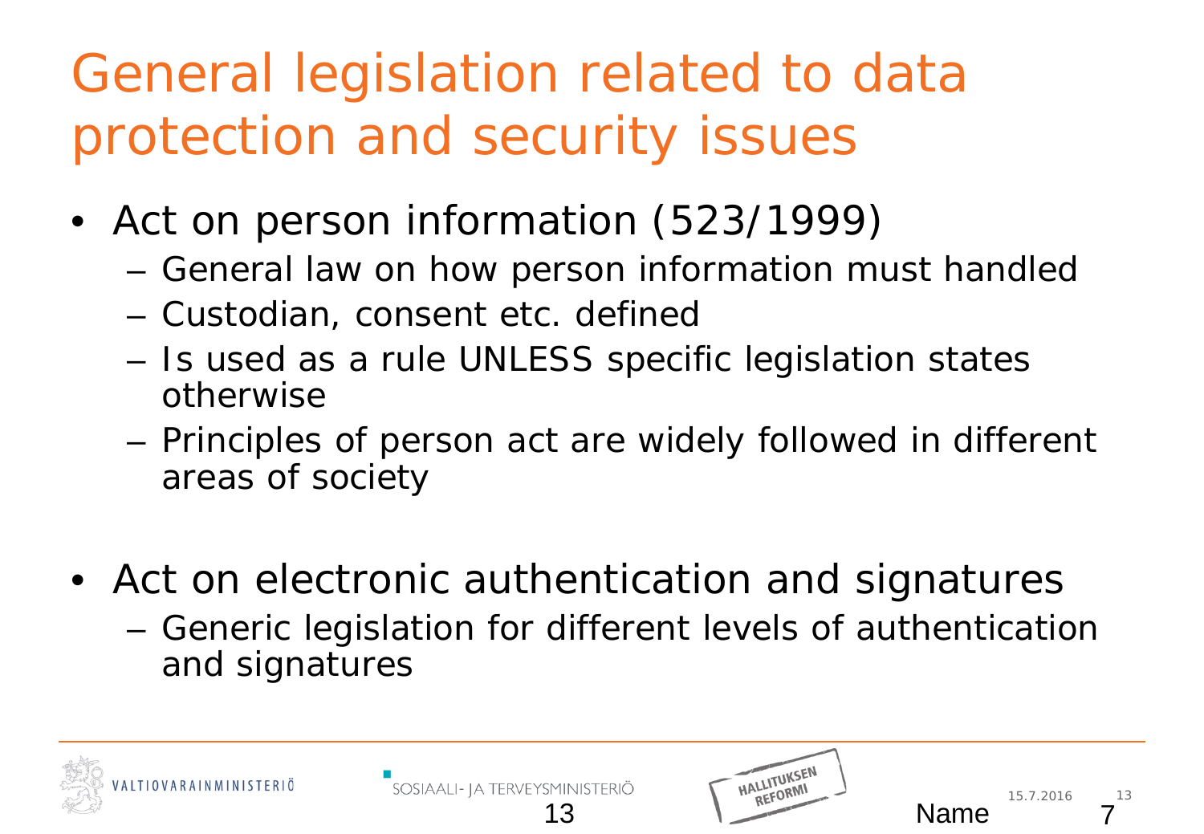# General legislation related to data protection and security issues

- Act on person information (523/1999)
  - General law on how person information must handled
  - Custodian, consent etc. defined
  - Is used as a rule UNLESS specific legislation states otherwise
  - Principles of person act are widely followed in different areas of society

- Act on electronic authentication and signatures
  - Generic legislation for different levels of authentication and signatures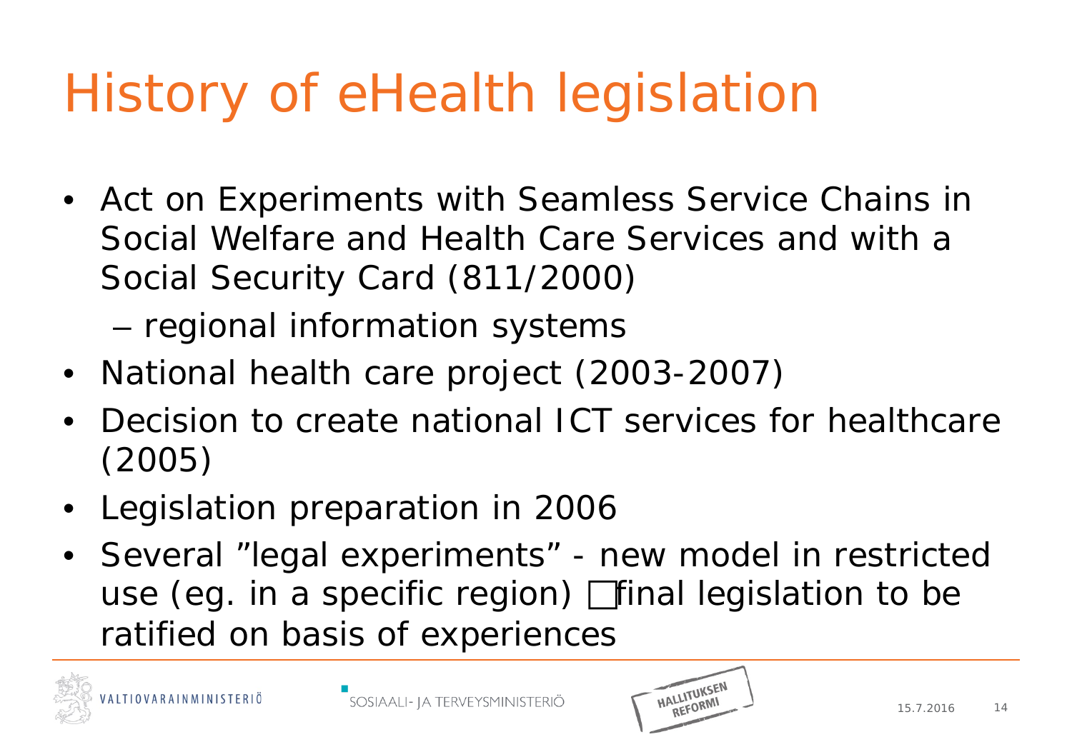# History of eHealth legislation

- Act on Experiments with Seamless Service Chains in Social Welfare and Health Care Services and with a Social Security Card (811/2000)
  - regional information systems
- National health care project (2003-2007)
- Decision to create national ICT services for healthcare (2005)
- Legislation preparation in 2006
- Several ”legal experiments” - new model in restricted use (eg. in a specific region) final legislation to be ratified on basis of experiences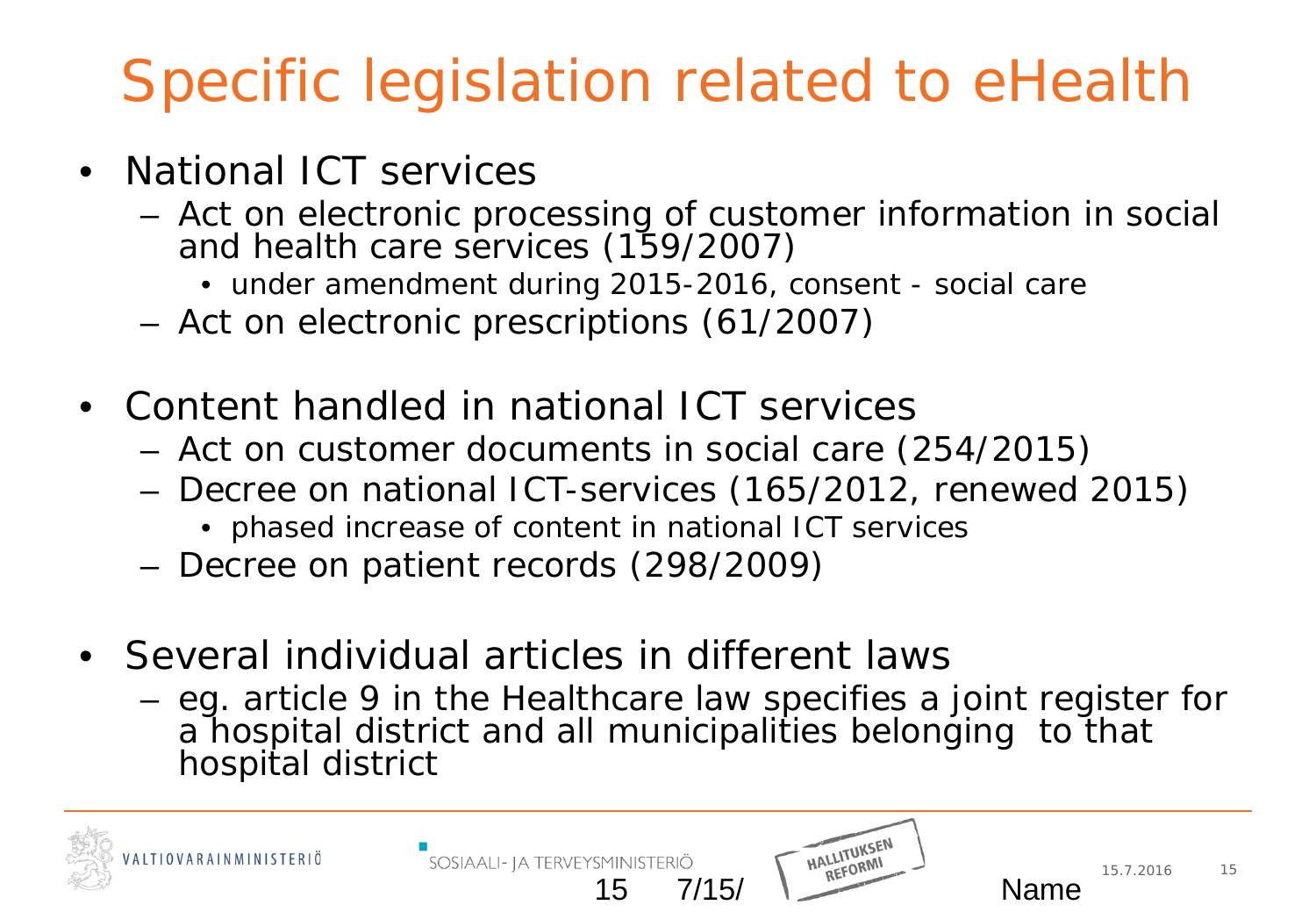# Specific legislation related to eHealth

- National ICT services
  - Act on electronic processing of customer information in social and health care services (159/2007)
    - under amendment during 2015-2016, consent - social care
  - Act on electronic prescriptions (61/2007)
- Content handled in national ICT services
  - Act on customer documents in social care (254/2015)
  - Decree on national ICT-services (165/2012, renewed 2015)
    - phased increase of content in national ICT services
  - Decree on patient records (298/2009)
- Several individual articles in different laws
  - eg. article 9 in the Healthcare law specifies a joint register for a hospital district and all municipalities belonging to that hospital district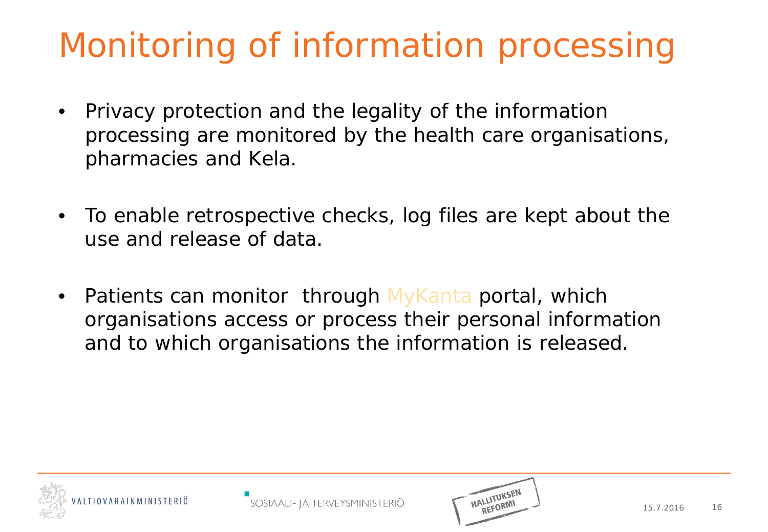# Monitoring of information processing

- Privacy protection and the legality of the information processing are monitored by the health care organisations, pharmacies and Kela.
- To enable retrospective checks, log files are kept about the use and release of data.
- Patients can monitor  through MyKanta portal, which organisations access or process their personal information and to which organisations the information is released.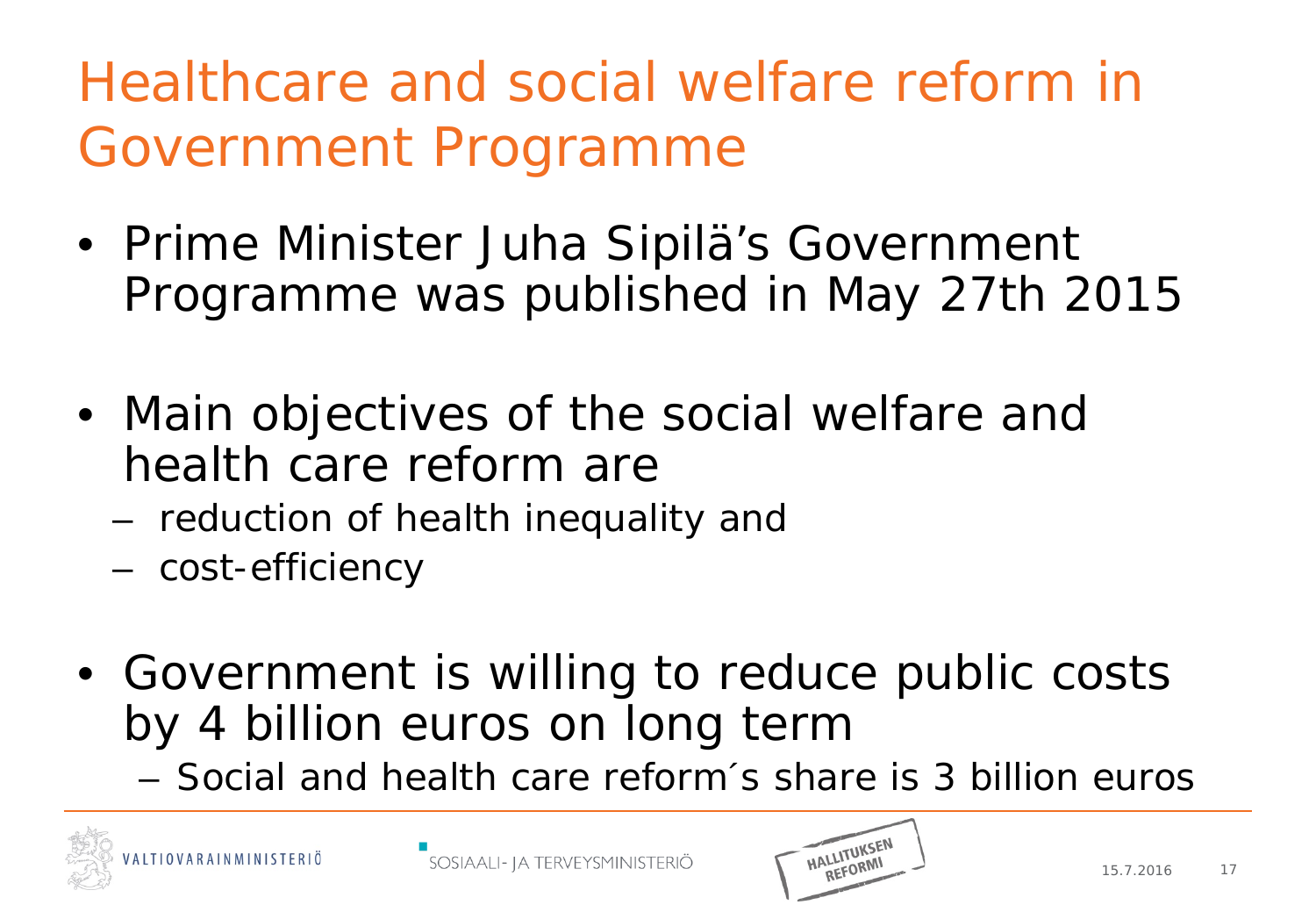# Healthcare and social welfare reform in Government Programme

- Prime Minister Juha Sipilä's Government Programme was published in May 27th 2015
- Main objectives of the social welfare and health care reform are
  - reduction of health inequality and
  - cost-efficiency
- Government is willing to reduce public costs by 4 billion euros on long term
  - Social and health care reform´s share is 3 billion euros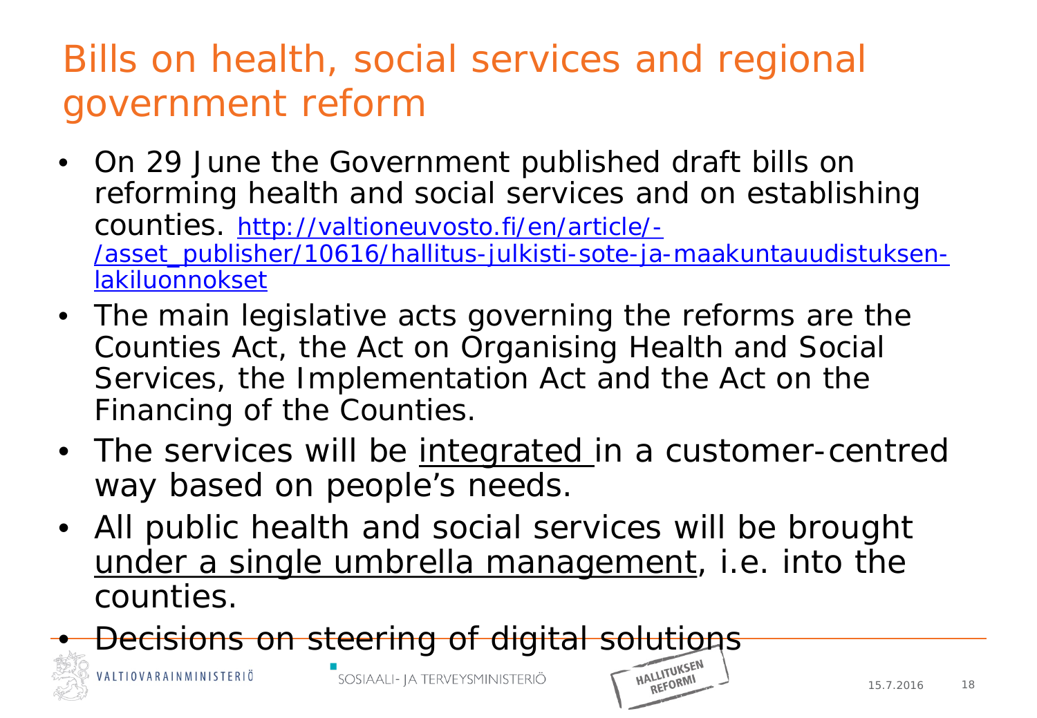# Bills on health, social services and regional government reform

- On 29 June the Government published draft bills on reforming health and social services and on establishing counties. [http://valtioneuvosto.fi/en/article/-/asset_publisher/10616/hallitus-julkisti-sote-ja-maakuntauudistuksen-lakiluonnokset](http://valtioneuvosto.fi/en/article/-/asset_publisher/10616/hallitus-julkisti-sote-ja-maakuntauudistuksen-lakiluonnokset)
- The main legislative acts governing the reforms are the Counties Act, the Act on Organising Health and Social Services, the Implementation Act and the Act on the Financing of the Counties.
- The services will be <u>integrated</u> in a customer-centred way based on people's needs.
- All public health and social services will be brought <u>under a single umbrella management</u>, i.e. into the counties.
- Decisions on steering of digital solutions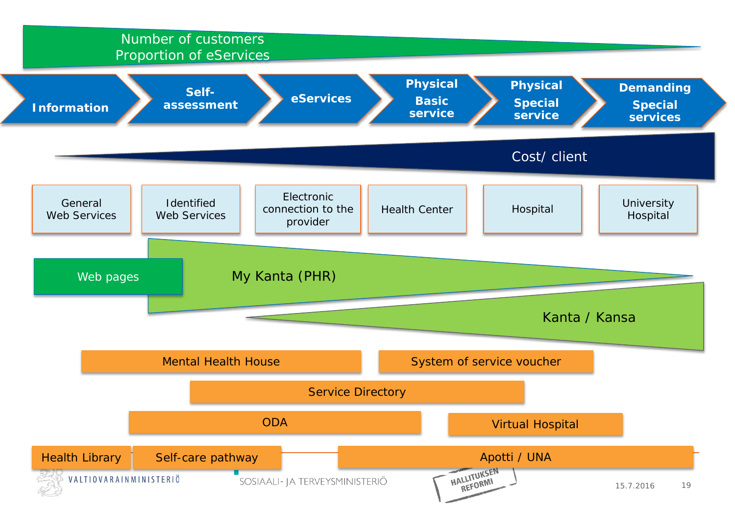Number of customers
Proportion of eServices

| Information | Self-assessment | eServices | Physical Basic service | Physical Special service | Demanding Special services |
|---|---|---|---|---|---|
| General Web Services | Identified Web Services | Electronic connection to the provider | Health Center | Hospital | University Hospital |

Cost/ client

Web pages

My Kanta (PHR)

Kanta / Kansa

Mental Health House

System of service voucher

Service Directory

ODA

Virtual Hospital

Health Library

Self-care pathway

Apotti / UNA

VALTIOVARAINMINISTERIÖ

SOSIAALI- JA TERVEYSMINISTERIÖ

HALLITUKSEN REFORMI

15.7.2016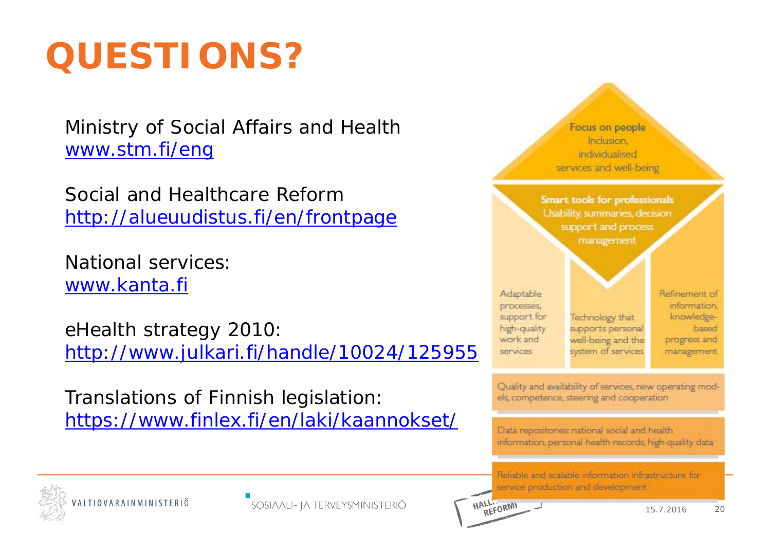# QUESTIONS?

Ministry of Social Affairs and Health
www.stm.fi/eng

Social and Healthcare Reform
http://alueuudistus.fi/en/frontpage

National services:
www.kanta.fi

eHealth strategy 2010:
http://www.julkari.fi/handle/10024/125955

Translations of Finnish legislation:
https://www.finlex.fi/en/laki/kaannokset/

Focus on people
Inclusion, individualised services and well-being

Smart tools for professionals
Usability, summaries, decision support and process management

Adaptable processes, support for high-quality work and services

Technology that supports personal well-being and the system of services

Refinement of information, knowledge-based progress and management

Quality and availability of services, new operating models, competence, steering and cooperation

Data repositories: national social and health information, personal health records, high-quality data

Reliable and scalable information infrastructure for service production and development